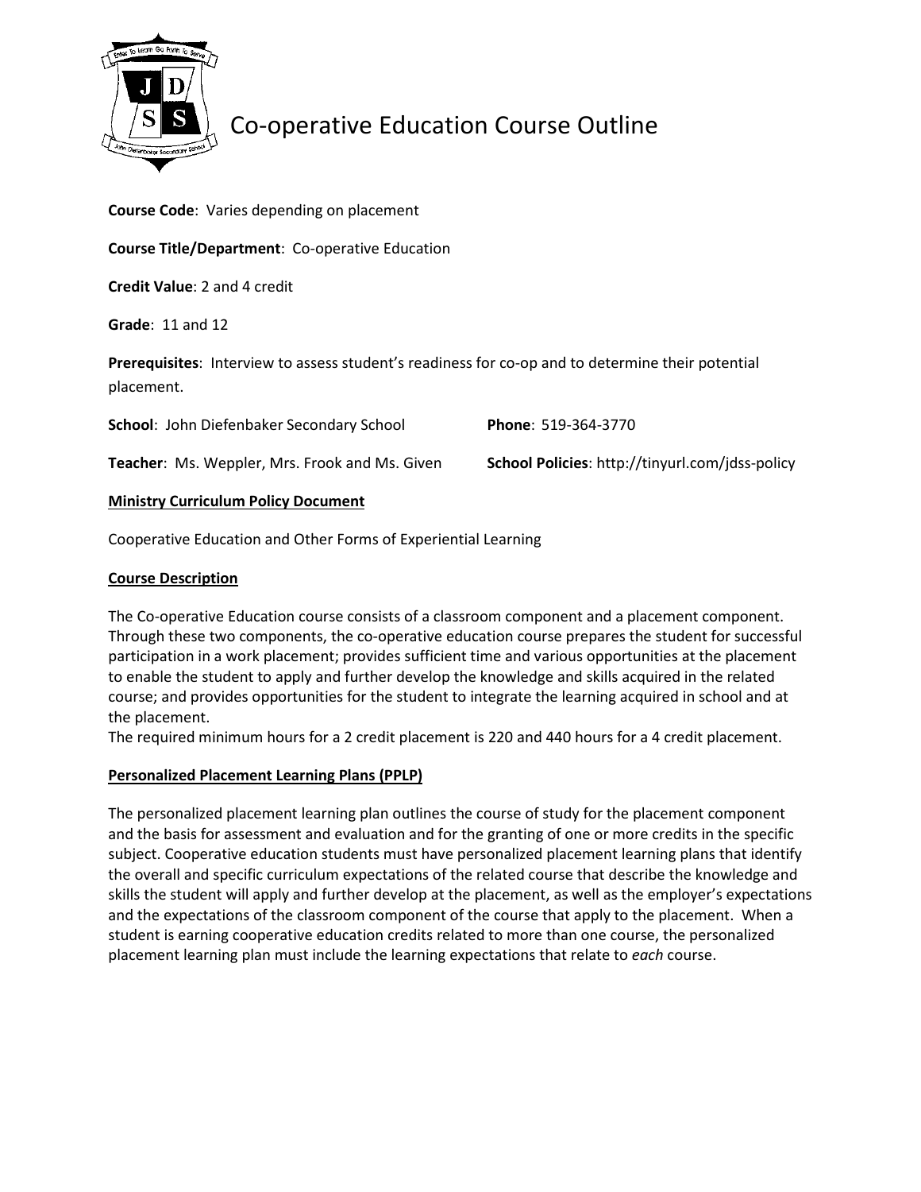# Co-operative Education Course Outline

**Course Code**: Varies depending on placement

**Course Title/Department**: Co-operative Education

**Credit Value**: 2 and 4 credit

**Grade**: 11 and 12

**Prerequisites**: Interview to assess student's readiness for co-op and to determine their potential placement.

**School**: John Diefenbaker Secondary School

**Phone**: 519-364-3770

**Teacher**: Ms. Weppler, Mrs. Frook and Ms. Given

**School Policies**: http://tinyurl.com/jdss-policy

## Ministry Curriculum Policy Document

Cooperative Education and Other Forms of Experiential Learning

## Course Description

The Co-operative Education course consists of a classroom component and a placement component. Through these two components, the co-operative education course prepares the student for successful participation in a work placement; provides sufficient time and various opportunities at the placement to enable the student to apply and further develop the knowledge and skills acquired in the related course; and provides opportunities for the student to integrate the learning acquired in school and at the placement.

The required minimum hours for a 2 credit placement is 220 and 440 hours for a 4 credit placement.

## Personalized Placement Learning Plans (PPLP)

The personalized placement learning plan outlines the course of study for the placement component and the basis for assessment and evaluation and for the granting of one or more credits in the specific subject. Cooperative education students must have personalized placement learning plans that identify the overall and specific curriculum expectations of the related course that describe the knowledge and skills the student will apply and further develop at the placement, as well as the employer's expectations and the expectations of the classroom component of the course that apply to the placement. When a student is earning cooperative education credits related to more than one course, the personalized placement learning plan must include the learning expectations that relate to *each* course.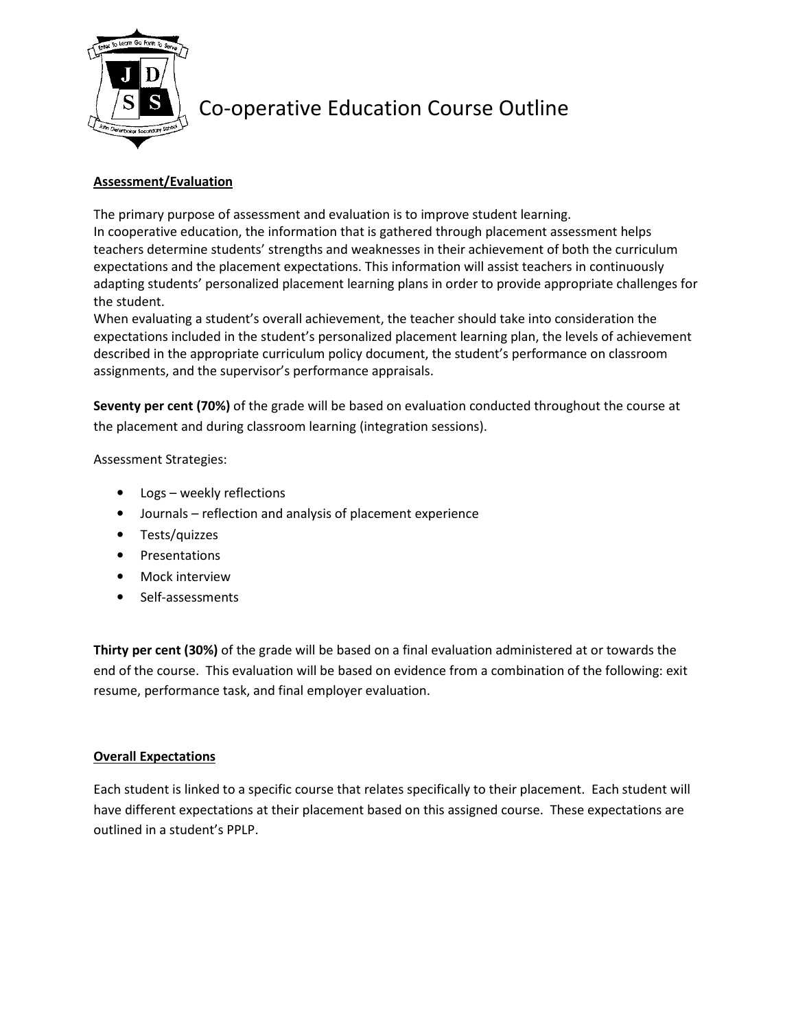# Co-operative Education Course Outline

**Assessment/Evaluation**

The primary purpose of assessment and evaluation is to improve student learning.
In cooperative education, the information that is gathered through placement assessment helps teachers determine students' strengths and weaknesses in their achievement of both the curriculum expectations and the placement expectations. This information will assist teachers in continuously adapting students' personalized placement learning plans in order to provide appropriate challenges for the student.
When evaluating a student's overall achievement, the teacher should take into consideration the expectations included in the student's personalized placement learning plan, the levels of achievement described in the appropriate curriculum policy document, the student's performance on classroom assignments, and the supervisor's performance appraisals.

**Seventy per cent (70%)** of the grade will be based on evaluation conducted throughout the course at the placement and during classroom learning (integration sessions).

Assessment Strategies:

- Logs – weekly reflections
- Journals – reflection and analysis of placement experience
- Tests/quizzes
- Presentations
- Mock interview
- Self-assessments

**Thirty per cent (30%)** of the grade will be based on a final evaluation administered at or towards the end of the course. This evaluation will be based on evidence from a combination of the following: exit resume, performance task, and final employer evaluation.

**Overall Expectations**

Each student is linked to a specific course that relates specifically to their placement. Each student will have different expectations at their placement based on this assigned course. These expectations are outlined in a student's PPLP.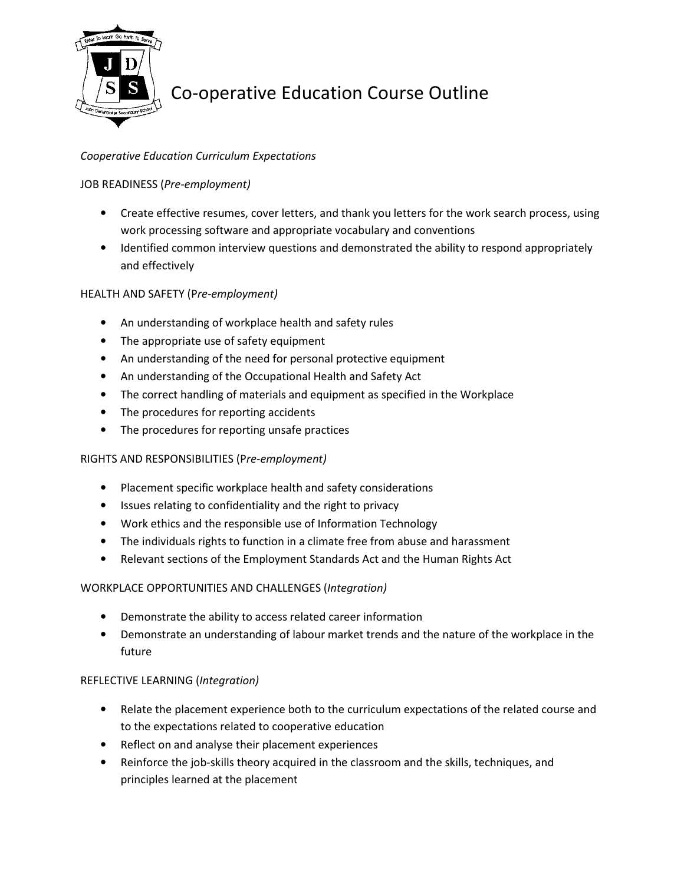# Co-operative Education Course Outline

*Cooperative Education Curriculum Expectations*

JOB READINESS (*Pre-employment)*

- Create effective resumes, cover letters, and thank you letters for the work search process, using work processing software and appropriate vocabulary and conventions
- Identified common interview questions and demonstrated the ability to respond appropriately and effectively

HEALTH AND SAFETY (P*re-employment)*

- An understanding of workplace health and safety rules
- The appropriate use of safety equipment
- An understanding of the need for personal protective equipment
- An understanding of the Occupational Health and Safety Act
- The correct handling of materials and equipment as specified in the Workplace
- The procedures for reporting accidents
- The procedures for reporting unsafe practices

RIGHTS AND RESPONSIBILITIES (P*re-employment)*

- Placement specific workplace health and safety considerations
- Issues relating to confidentiality and the right to privacy
- Work ethics and the responsible use of Information Technology
- The individuals rights to function in a climate free from abuse and harassment
- Relevant sections of the Employment Standards Act and the Human Rights Act

WORKPLACE OPPORTUNITIES AND CHALLENGES (*Integration)*

- Demonstrate the ability to access related career information
- Demonstrate an understanding of labour market trends and the nature of the workplace in the future

REFLECTIVE LEARNING (*Integration)*

- Relate the placement experience both to the curriculum expectations of the related course and to the expectations related to cooperative education
- Reflect on and analyse their placement experiences
- Reinforce the job-skills theory acquired in the classroom and the skills, techniques, and principles learned at the placement